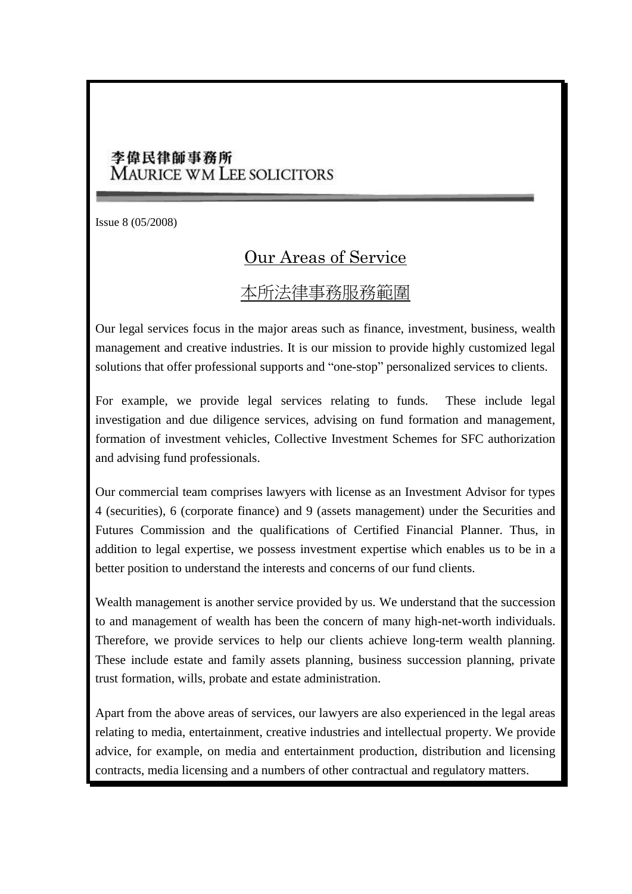李偉民律師事務所
MAURICE WM LEE SOLICITORS

Issue 8 (05/2008)

# Our Areas of Service

# 本所法律事務服務範圍

Our legal services focus in the major areas such as finance, investment, business, wealth management and creative industries. It is our mission to provide highly customized legal solutions that offer professional supports and "one-stop" personalized services to clients.

For example, we provide legal services relating to funds. These include legal investigation and due diligence services, advising on fund formation and management, formation of investment vehicles, Collective Investment Schemes for SFC authorization and advising fund professionals.

Our commercial team comprises lawyers with license as an Investment Advisor for types 4 (securities), 6 (corporate finance) and 9 (assets management) under the Securities and Futures Commission and the qualifications of Certified Financial Planner. Thus, in addition to legal expertise, we possess investment expertise which enables us to be in a better position to understand the interests and concerns of our fund clients.

Wealth management is another service provided by us. We understand that the succession to and management of wealth has been the concern of many high-net-worth individuals. Therefore, we provide services to help our clients achieve long-term wealth planning. These include estate and family assets planning, business succession planning, private trust formation, wills, probate and estate administration.

Apart from the above areas of services, our lawyers are also experienced in the legal areas relating to media, entertainment, creative industries and intellectual property. We provide advice, for example, on media and entertainment production, distribution and licensing contracts, media licensing and a numbers of other contractual and regulatory matters.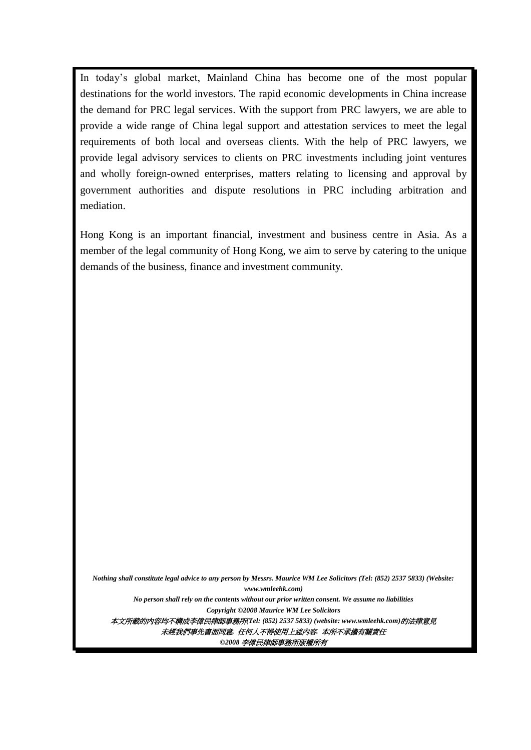In today's global market, Mainland China has become one of the most popular destinations for the world investors. The rapid economic developments in China increase the demand for PRC legal services. With the support from PRC lawyers, we are able to provide a wide range of China legal support and attestation services to meet the legal requirements of both local and overseas clients. With the help of PRC lawyers, we provide legal advisory services to clients on PRC investments including joint ventures and wholly foreign-owned enterprises, matters relating to licensing and approval by government authorities and dispute resolutions in PRC including arbitration and mediation.

Hong Kong is an important financial, investment and business centre in Asia. As a member of the legal community of Hong Kong, we aim to serve by catering to the unique demands of the business, finance and investment community.

***Nothing shall constitute legal advice to any person by Messrs. Maurice WM Lee Solicitors (Tel: (852) 2537 5833) (Website: www.wmleehk.com)***

***No person shall rely on the contents without our prior written consent. We assume no liabilities***

***Copyright ©2008 Maurice WM Lee Solicitors***

***本文所載的內容均不構成李偉民律師事務所(Tel: (852) 2537 5833) (website: www.wmleehk.com)的法律意見***

***未經我們事先書面同意，任何人不得使用上述內容，本所不承擔有關責任***

***©2008 李偉民律師事務所版權所有***